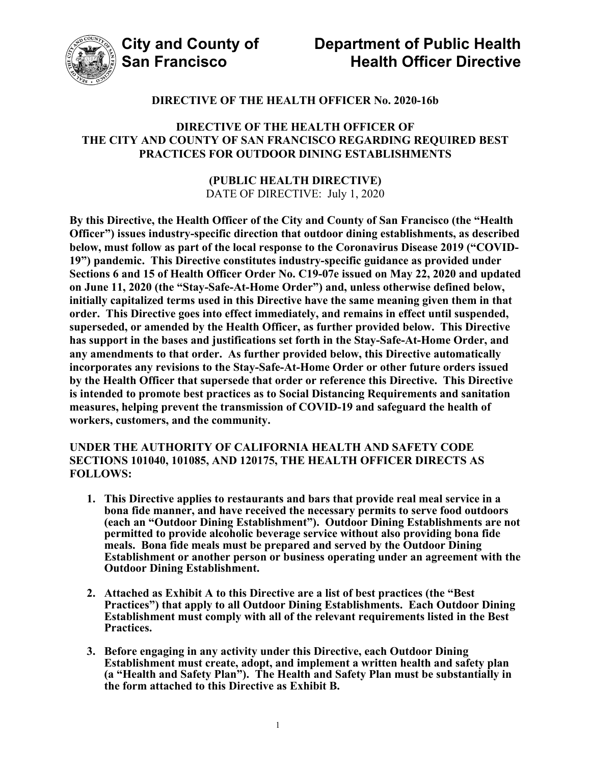**City and County of San Francisco**

**Department of Public Health**
**Health Officer Directive**

# DIRECTIVE OF THE HEALTH OFFICER No. 2020-16b

## DIRECTIVE OF THE HEALTH OFFICER OF THE CITY AND COUNTY OF SAN FRANCISCO REGARDING REQUIRED BEST PRACTICES FOR OUTDOOR DINING ESTABLISHMENTS

**(PUBLIC HEALTH DIRECTIVE)**
DATE OF DIRECTIVE: July 1, 2020

**By this Directive, the Health Officer of the City and County of San Francisco (the "Health Officer") issues industry-specific direction that outdoor dining establishments, as described below, must follow as part of the local response to the Coronavirus Disease 2019 ("COVID-19") pandemic. This Directive constitutes industry-specific guidance as provided under Sections 6 and 15 of Health Officer Order No. C19-07e issued on May 22, 2020 and updated on June 11, 2020 (the "Stay-Safe-At-Home Order") and, unless otherwise defined below, initially capitalized terms used in this Directive have the same meaning given them in that order. This Directive goes into effect immediately, and remains in effect until suspended, superseded, or amended by the Health Officer, as further provided below. This Directive has support in the bases and justifications set forth in the Stay-Safe-At-Home Order, and any amendments to that order. As further provided below, this Directive automatically incorporates any revisions to the Stay-Safe-At-Home Order or other future orders issued by the Health Officer that supersede that order or reference this Directive. This Directive is intended to promote best practices as to Social Distancing Requirements and sanitation measures, helping prevent the transmission of COVID-19 and safeguard the health of workers, customers, and the community.**

**UNDER THE AUTHORITY OF CALIFORNIA HEALTH AND SAFETY CODE SECTIONS 101040, 101085, AND 120175, THE HEALTH OFFICER DIRECTS AS FOLLOWS:**

1. **This Directive applies to restaurants and bars that provide real meal service in a bona fide manner, and have received the necessary permits to serve food outdoors (each an "Outdoor Dining Establishment"). Outdoor Dining Establishments are not permitted to provide alcoholic beverage service without also providing bona fide meals. Bona fide meals must be prepared and served by the Outdoor Dining Establishment or another person or business operating under an agreement with the Outdoor Dining Establishment.**

2. **Attached as Exhibit A to this Directive are a list of best practices (the "Best Practices") that apply to all Outdoor Dining Establishments. Each Outdoor Dining Establishment must comply with all of the relevant requirements listed in the Best Practices.**

3. **Before engaging in any activity under this Directive, each Outdoor Dining Establishment must create, adopt, and implement a written health and safety plan (a "Health and Safety Plan"). The Health and Safety Plan must be substantially in the form attached to this Directive as Exhibit B.**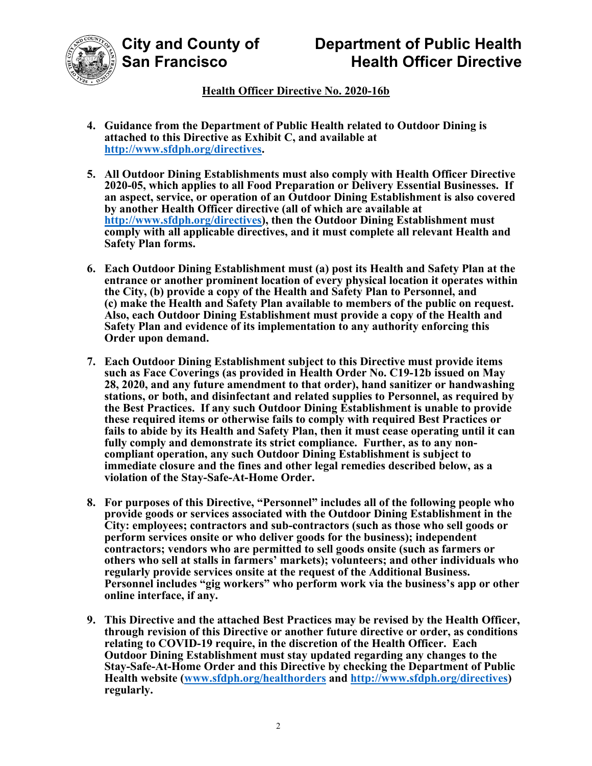**Health Officer Directive No. 2020-16b**

4. **Guidance from the Department of Public Health related to Outdoor Dining is attached to this Directive as Exhibit C, and available at [http://www.sfdph.org/directives](http://www.sfdph.org/directives).**

5. **All Outdoor Dining Establishments must also comply with Health Officer Directive 2020-05, which applies to all Food Preparation or Delivery Essential Businesses. If an aspect, service, or operation of an Outdoor Dining Establishment is also covered by another Health Officer directive (all of which are available at [http://www.sfdph.org/directives](http://www.sfdph.org/directives)), then the Outdoor Dining Establishment must comply with all applicable directives, and it must complete all relevant Health and Safety Plan forms.**

6. **Each Outdoor Dining Establishment must (a) post its Health and Safety Plan at the entrance or another prominent location of every physical location it operates within the City, (b) provide a copy of the Health and Safety Plan to Personnel, and (c) make the Health and Safety Plan available to members of the public on request. Also, each Outdoor Dining Establishment must provide a copy of the Health and Safety Plan and evidence of its implementation to any authority enforcing this Order upon demand.**

7. **Each Outdoor Dining Establishment subject to this Directive must provide items such as Face Coverings (as provided in Health Order No. C19-12b issued on May 28, 2020, and any future amendment to that order), hand sanitizer or handwashing stations, or both, and disinfectant and related supplies to Personnel, as required by the Best Practices. If any such Outdoor Dining Establishment is unable to provide these required items or otherwise fails to comply with required Best Practices or fails to abide by its Health and Safety Plan, then it must cease operating until it can fully comply and demonstrate its strict compliance. Further, as to any non-compliant operation, any such Outdoor Dining Establishment is subject to immediate closure and the fines and other legal remedies described below, as a violation of the Stay-Safe-At-Home Order.**

8. **For purposes of this Directive, "Personnel" includes all of the following people who provide goods or services associated with the Outdoor Dining Establishment in the City: employees; contractors and sub-contractors (such as those who sell goods or perform services onsite or who deliver goods for the business); independent contractors; vendors who are permitted to sell goods onsite (such as farmers or others who sell at stalls in farmers' markets); volunteers; and other individuals who regularly provide services onsite at the request of the Additional Business. Personnel includes "gig workers" who perform work via the business's app or other online interface, if any.**

9. **This Directive and the attached Best Practices may be revised by the Health Officer, through revision of this Directive or another future directive or order, as conditions relating to COVID-19 require, in the discretion of the Health Officer. Each Outdoor Dining Establishment must stay updated regarding any changes to the Stay-Safe-At-Home Order and this Directive by checking the Department of Public Health website ([www.sfdph.org/healthorders](http://www.sfdph.org/healthorders) and [http://www.sfdph.org/directives](http://www.sfdph.org/directives)) regularly.**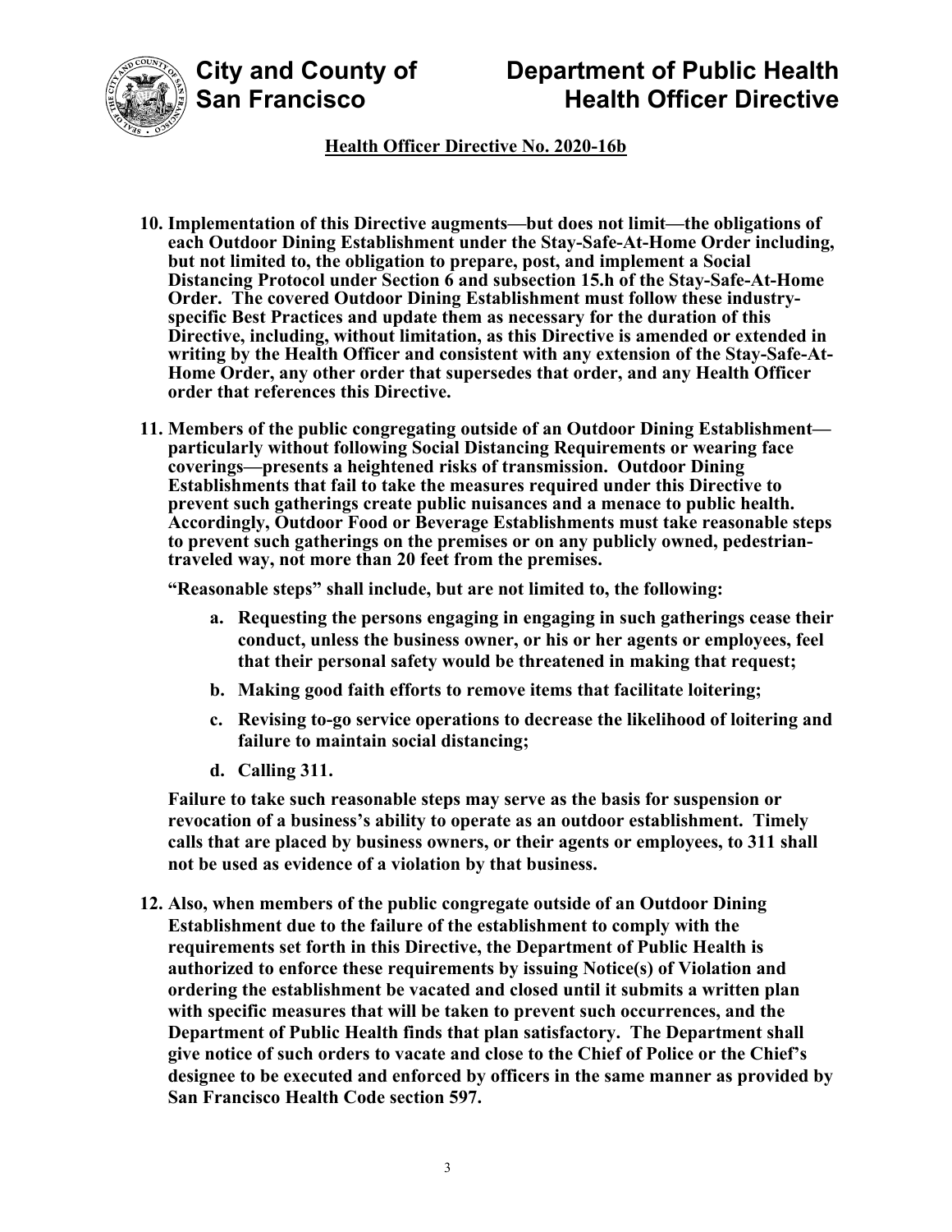**10. Implementation of this Directive augments—but does not limit—the obligations of each Outdoor Dining Establishment under the Stay-Safe-At-Home Order including, but not limited to, the obligation to prepare, post, and implement a Social Distancing Protocol under Section 6 and subsection 15.h of the Stay-Safe-At-Home Order. The covered Outdoor Dining Establishment must follow these industry-specific Best Practices and update them as necessary for the duration of this Directive, including, without limitation, as this Directive is amended or extended in writing by the Health Officer and consistent with any extension of the Stay-Safe-At-Home Order, any other order that supersedes that order, and any Health Officer order that references this Directive.**

**11. Members of the public congregating outside of an Outdoor Dining Establishment—particularly without following Social Distancing Requirements or wearing face coverings—presents a heightened risks of transmission. Outdoor Dining Establishments that fail to take the measures required under this Directive to prevent such gatherings create public nuisances and a menace to public health. Accordingly, Outdoor Food or Beverage Establishments must take reasonable steps to prevent such gatherings on the premises or on any publicly owned, pedestrian-traveled way, not more than 20 feet from the premises.**

**"Reasonable steps" shall include, but are not limited to, the following:**

- **a. Requesting the persons engaging in engaging in such gatherings cease their conduct, unless the business owner, or his or her agents or employees, feel that their personal safety would be threatened in making that request;**
- **b. Making good faith efforts to remove items that facilitate loitering;**
- **c. Revising to-go service operations to decrease the likelihood of loitering and failure to maintain social distancing;**
- **d. Calling 311.**

**Failure to take such reasonable steps may serve as the basis for suspension or revocation of a business's ability to operate as an outdoor establishment. Timely calls that are placed by business owners, or their agents or employees, to 311 shall not be used as evidence of a violation by that business.**

**12. Also, when members of the public congregate outside of an Outdoor Dining Establishment due to the failure of the establishment to comply with the requirements set forth in this Directive, the Department of Public Health is authorized to enforce these requirements by issuing Notice(s) of Violation and ordering the establishment be vacated and closed until it submits a written plan with specific measures that will be taken to prevent such occurrences, and the Department of Public Health finds that plan satisfactory. The Department shall give notice of such orders to vacate and close to the Chief of Police or the Chief's designee to be executed and enforced by officers in the same manner as provided by San Francisco Health Code section 597.**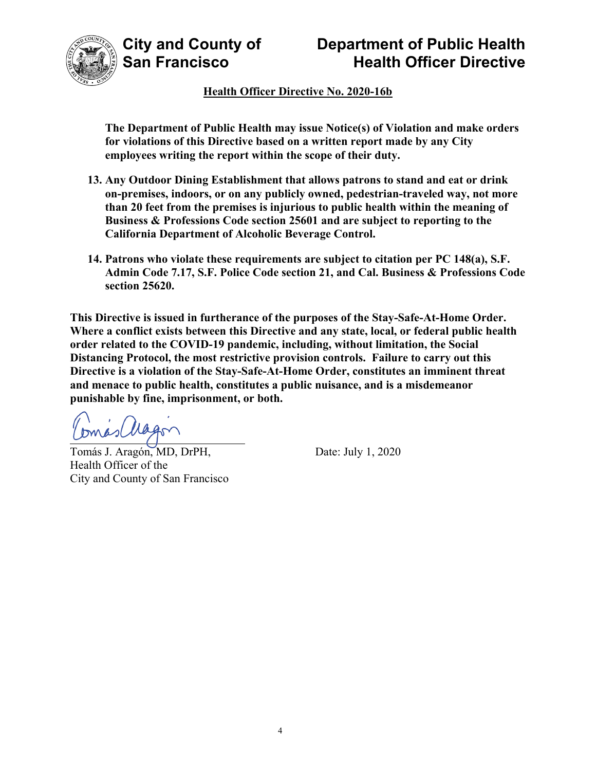**Health Officer Directive No. 2020-16b**

**The Department of Public Health may issue Notice(s) of Violation and make orders for violations of this Directive based on a written report made by any City employees writing the report within the scope of their duty.**

13. **Any Outdoor Dining Establishment that allows patrons to stand and eat or drink on-premises, indoors, or on any publicly owned, pedestrian-traveled way, not more than 20 feet from the premises is injurious to public health within the meaning of Business & Professions Code section 25601 and are subject to reporting to the California Department of Alcoholic Beverage Control.**

14. **Patrons who violate these requirements are subject to citation per PC 148(a), S.F. Admin Code 7.17, S.F. Police Code section 21, and Cal. Business & Professions Code section 25620.**

**This Directive is issued in furtherance of the purposes of the Stay-Safe-At-Home Order. Where a conflict exists between this Directive and any state, local, or federal public health order related to the COVID-19 pandemic, including, without limitation, the Social Distancing Protocol, the most restrictive provision controls. Failure to carry out this Directive is a violation of the Stay-Safe-At-Home Order, constitutes an imminent threat and menace to public health, constitutes a public nuisance, and is a misdemeanor punishable by fine, imprisonment, or both.**

Tomás J. Aragón, MD, DrPH,
Health Officer of the
City and County of San Francisco

Date: July 1, 2020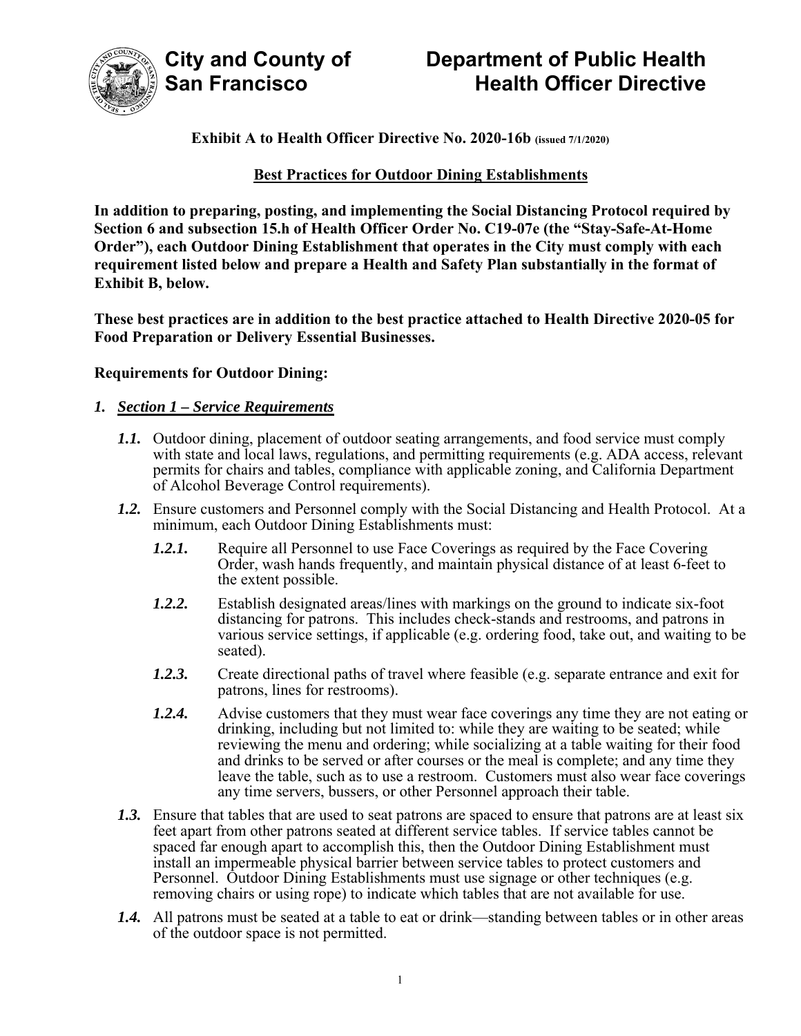**City and County of San Francisco** | **Department of Public Health Health Officer Directive**

**Exhibit A to Health Officer Directive No. 2020-16b** (issued 7/1/2020)

**Best Practices for Outdoor Dining Establishments**

**In addition to preparing, posting, and implementing the Social Distancing Protocol required by Section 6 and subsection 15.h of Health Officer Order No. C19-07e (the "Stay-Safe-At-Home Order"), each Outdoor Dining Establishment that operates in the City must comply with each requirement listed below and prepare a Health and Safety Plan substantially in the format of Exhibit B, below.**

**These best practices are in addition to the best practice attached to Health Directive 2020-05 for Food Preparation or Delivery Essential Businesses.**

**Requirements for Outdoor Dining:**

1. ***Section 1 – Service Requirements***

   ***1.1.*** Outdoor dining, placement of outdoor seating arrangements, and food service must comply with state and local laws, regulations, and permitting requirements (e.g. ADA access, relevant permits for chairs and tables, compliance with applicable zoning, and California Department of Alcohol Beverage Control requirements).

   ***1.2.*** Ensure customers and Personnel comply with the Social Distancing and Health Protocol. At a minimum, each Outdoor Dining Establishments must:

   ***1.2.1.*** Require all Personnel to use Face Coverings as required by the Face Covering Order, wash hands frequently, and maintain physical distance of at least 6-feet to the extent possible.

   ***1.2.2.*** Establish designated areas/lines with markings on the ground to indicate six-foot distancing for patrons. This includes check-stands and restrooms, and patrons in various service settings, if applicable (e.g. ordering food, take out, and waiting to be seated).

   ***1.2.3.*** Create directional paths of travel where feasible (e.g. separate entrance and exit for patrons, lines for restrooms).

   ***1.2.4.*** Advise customers that they must wear face coverings any time they are not eating or drinking, including but not limited to: while they are waiting to be seated; while reviewing the menu and ordering; while socializing at a table waiting for their food and drinks to be served or after courses or the meal is complete; and any time they leave the table, such as to use a restroom. Customers must also wear face coverings any time servers, bussers, or other Personnel approach their table.

   ***1.3.*** Ensure that tables that are used to seat patrons are spaced to ensure that patrons are at least six feet apart from other patrons seated at different service tables. If service tables cannot be spaced far enough apart to accomplish this, then the Outdoor Dining Establishment must install an impermeable physical barrier between service tables to protect customers and Personnel. Outdoor Dining Establishments must use signage or other techniques (e.g. removing chairs or using rope) to indicate which tables that are not available for use.

   ***1.4.*** All patrons must be seated at a table to eat or drink—standing between tables or in other areas of the outdoor space is not permitted.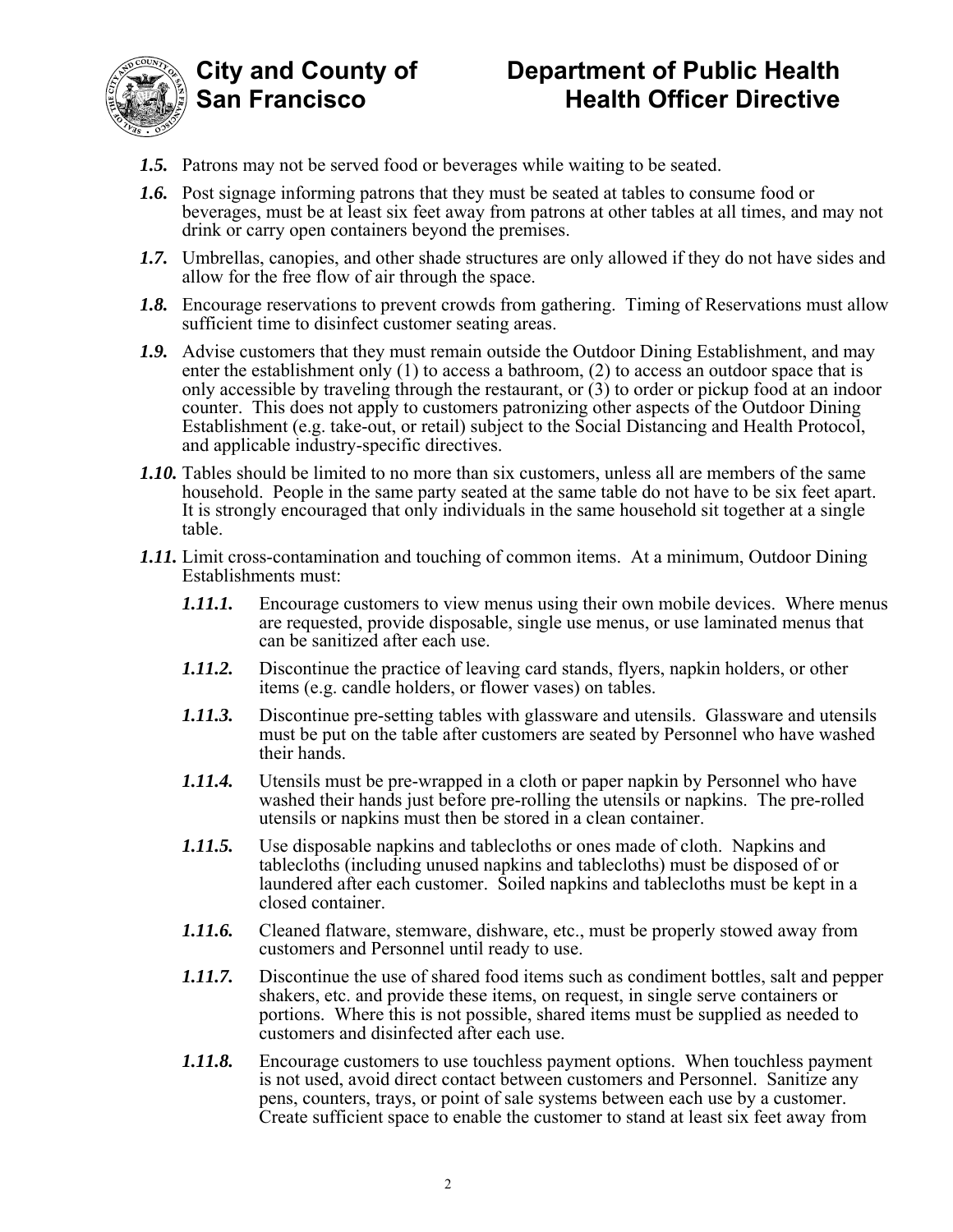***1.5.*** Patrons may not be served food or beverages while waiting to be seated.

***1.6.*** Post signage informing patrons that they must be seated at tables to consume food or beverages, must be at least six feet away from patrons at other tables at all times, and may not drink or carry open containers beyond the premises.

***1.7.*** Umbrellas, canopies, and other shade structures are only allowed if they do not have sides and allow for the free flow of air through the space.

***1.8.*** Encourage reservations to prevent crowds from gathering. Timing of Reservations must allow sufficient time to disinfect customer seating areas.

***1.9.*** Advise customers that they must remain outside the Outdoor Dining Establishment, and may enter the establishment only (1) to access a bathroom, (2) to access an outdoor space that is only accessible by traveling through the restaurant, or (3) to order or pickup food at an indoor counter. This does not apply to customers patronizing other aspects of the Outdoor Dining Establishment (e.g. take-out, or retail) subject to the Social Distancing and Health Protocol, and applicable industry-specific directives.

***1.10.*** Tables should be limited to no more than six customers, unless all are members of the same household. People in the same party seated at the same table do not have to be six feet apart. It is strongly encouraged that only individuals in the same household sit together at a single table.

***1.11.*** Limit cross-contamination and touching of common items. At a minimum, Outdoor Dining Establishments must:

- ***1.11.1.*** Encourage customers to view menus using their own mobile devices. Where menus are requested, provide disposable, single use menus, or use laminated menus that can be sanitized after each use.

- ***1.11.2.*** Discontinue the practice of leaving card stands, flyers, napkin holders, or other items (e.g. candle holders, or flower vases) on tables.

- ***1.11.3.*** Discontinue pre-setting tables with glassware and utensils. Glassware and utensils must be put on the table after customers are seated by Personnel who have washed their hands.

- ***1.11.4.*** Utensils must be pre-wrapped in a cloth or paper napkin by Personnel who have washed their hands just before pre-rolling the utensils or napkins. The pre-rolled utensils or napkins must then be stored in a clean container.

- ***1.11.5.*** Use disposable napkins and tablecloths or ones made of cloth. Napkins and tablecloths (including unused napkins and tablecloths) must be disposed of or laundered after each customer. Soiled napkins and tablecloths must be kept in a closed container.

- ***1.11.6.*** Cleaned flatware, stemware, dishware, etc., must be properly stowed away from customers and Personnel until ready to use.

- ***1.11.7.*** Discontinue the use of shared food items such as condiment bottles, salt and pepper shakers, etc. and provide these items, on request, in single serve containers or portions. Where this is not possible, shared items must be supplied as needed to customers and disinfected after each use.

- ***1.11.8.*** Encourage customers to use touchless payment options. When touchless payment is not used, avoid direct contact between customers and Personnel. Sanitize any pens, counters, trays, or point of sale systems between each use by a customer. Create sufficient space to enable the customer to stand at least six feet away from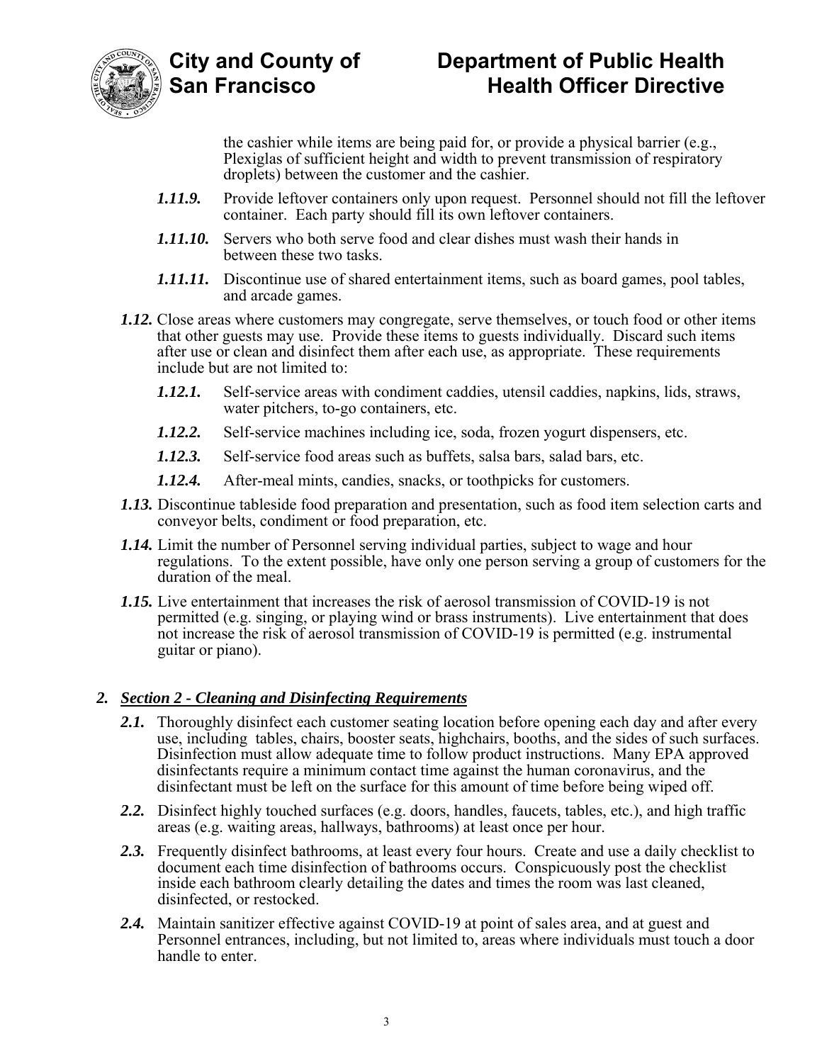the cashier while items are being paid for, or provide a physical barrier (e.g., Plexiglas of sufficient height and width to prevent transmission of respiratory droplets) between the customer and the cashier.

- ***1.11.9.*** Provide leftover containers only upon request. Personnel should not fill the leftover container. Each party should fill its own leftover containers.
- ***1.11.10.*** Servers who both serve food and clear dishes must wash their hands in between these two tasks.
- ***1.11.11.*** Discontinue use of shared entertainment items, such as board games, pool tables, and arcade games.

***1.12.*** Close areas where customers may congregate, serve themselves, or touch food or other items that other guests may use. Provide these items to guests individually. Discard such items after use or clean and disinfect them after each use, as appropriate. These requirements include but are not limited to:

- ***1.12.1.*** Self-service areas with condiment caddies, utensil caddies, napkins, lids, straws, water pitchers, to-go containers, etc.
- ***1.12.2.*** Self-service machines including ice, soda, frozen yogurt dispensers, etc.
- ***1.12.3.*** Self-service food areas such as buffets, salsa bars, salad bars, etc.
- ***1.12.4.*** After-meal mints, candies, snacks, or toothpicks for customers.

***1.13.*** Discontinue tableside food preparation and presentation, such as food item selection carts and conveyor belts, condiment or food preparation, etc.

***1.14.*** Limit the number of Personnel serving individual parties, subject to wage and hour regulations. To the extent possible, have only one person serving a group of customers for the duration of the meal.

***1.15.*** Live entertainment that increases the risk of aerosol transmission of COVID-19 is not permitted (e.g. singing, or playing wind or brass instruments). Live entertainment that does not increase the risk of aerosol transmission of COVID-19 is permitted (e.g. instrumental guitar or piano).

## 2. ***Section 2 - Cleaning and Disinfecting Requirements***

***2.1.*** Thoroughly disinfect each customer seating location before opening each day and after every use, including tables, chairs, booster seats, highchairs, booths, and the sides of such surfaces. Disinfection must allow adequate time to follow product instructions. Many EPA approved disinfectants require a minimum contact time against the human coronavirus, and the disinfectant must be left on the surface for this amount of time before being wiped off.

***2.2.*** Disinfect highly touched surfaces (e.g. doors, handles, faucets, tables, etc.), and high traffic areas (e.g. waiting areas, hallways, bathrooms) at least once per hour.

***2.3.*** Frequently disinfect bathrooms, at least every four hours. Create and use a daily checklist to document each time disinfection of bathrooms occurs. Conspicuously post the checklist inside each bathroom clearly detailing the dates and times the room was last cleaned, disinfected, or restocked.

***2.4.*** Maintain sanitizer effective against COVID-19 at point of sales area, and at guest and Personnel entrances, including, but not limited to, areas where individuals must touch a door handle to enter.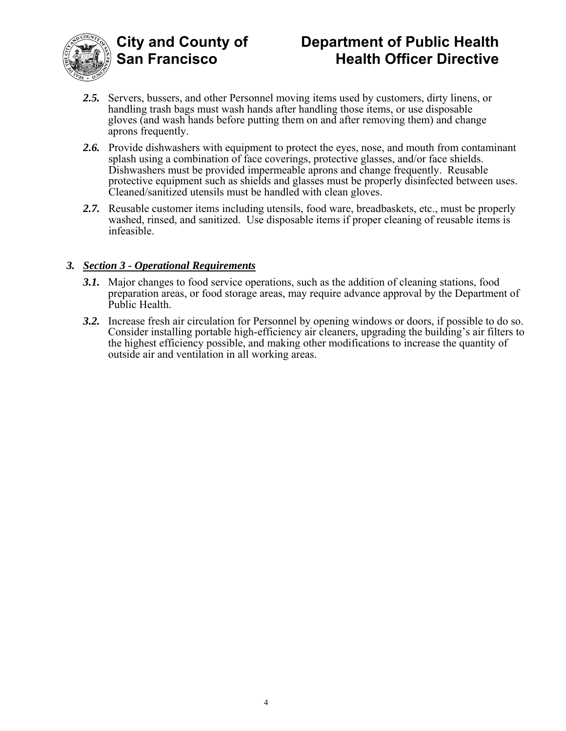***2.5.*** Servers, bussers, and other Personnel moving items used by customers, dirty linens, or handling trash bags must wash hands after handling those items, or use disposable gloves (and wash hands before putting them on and after removing them) and change aprons frequently.

***2.6.*** Provide dishwashers with equipment to protect the eyes, nose, and mouth from contaminant splash using a combination of face coverings, protective glasses, and/or face shields. Dishwashers must be provided impermeable aprons and change frequently. Reusable protective equipment such as shields and glasses must be properly disinfected between uses. Cleaned/sanitized utensils must be handled with clean gloves.

***2.7.*** Reusable customer items including utensils, food ware, breadbaskets, etc., must be properly washed, rinsed, and sanitized. Use disposable items if proper cleaning of reusable items is infeasible.

## ***3. <u>Section 3 - Operational Requirements</u>***

***3.1.*** Major changes to food service operations, such as the addition of cleaning stations, food preparation areas, or food storage areas, may require advance approval by the Department of Public Health.

***3.2.*** Increase fresh air circulation for Personnel by opening windows or doors, if possible to do so. Consider installing portable high-efficiency air cleaners, upgrading the building's air filters to the highest efficiency possible, and making other modifications to increase the quantity of outside air and ventilation in all working areas.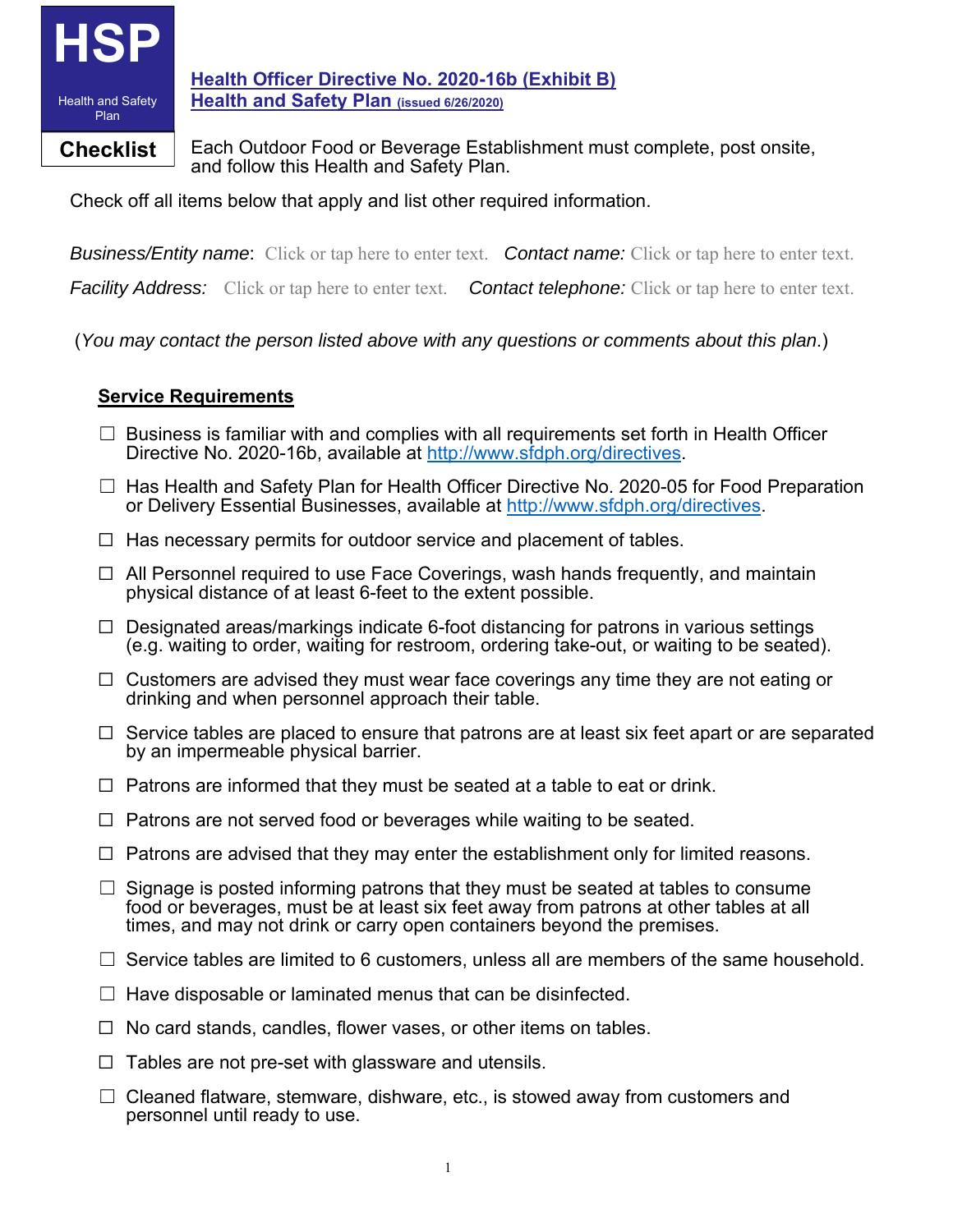**HSP**

Health and Safety Plan

**Checklist**

## [Health Officer Directive No. 2020-16b (Exhibit B)](#)
## [Health and Safety Plan (issued 6/26/2020)](#)

Each Outdoor Food or Beverage Establishment must complete, post onsite, and follow this Health and Safety Plan.

Check off all items below that apply and list other required information.

*Business/Entity name*: Click or tap here to enter text. *Contact name:* Click or tap here to enter text.

*Facility Address:* Click or tap here to enter text. *Contact telephone:* Click or tap here to enter text.

(*You may contact the person listed above with any questions or comments about this plan.*)

### Service Requirements

- ☐ Business is familiar with and complies with all requirements set forth in Health Officer Directive No. 2020-16b, available at http://www.sfdph.org/directives.
- ☐ Has Health and Safety Plan for Health Officer Directive No. 2020-05 for Food Preparation or Delivery Essential Businesses, available at http://www.sfdph.org/directives.
- ☐ Has necessary permits for outdoor service and placement of tables.
- ☐ All Personnel required to use Face Coverings, wash hands frequently, and maintain physical distance of at least 6-feet to the extent possible.
- ☐ Designated areas/markings indicate 6-foot distancing for patrons in various settings (e.g. waiting to order, waiting for restroom, ordering take-out, or waiting to be seated).
- ☐ Customers are advised they must wear face coverings any time they are not eating or drinking and when personnel approach their table.
- ☐ Service tables are placed to ensure that patrons are at least six feet apart or are separated by an impermeable physical barrier.
- ☐ Patrons are informed that they must be seated at a table to eat or drink.
- ☐ Patrons are not served food or beverages while waiting to be seated.
- ☐ Patrons are advised that they may enter the establishment only for limited reasons.
- ☐ Signage is posted informing patrons that they must be seated at tables to consume food or beverages, must be at least six feet away from patrons at other tables at all times, and may not drink or carry open containers beyond the premises.
- ☐ Service tables are limited to 6 customers, unless all are members of the same household.
- ☐ Have disposable or laminated menus that can be disinfected.
- ☐ No card stands, candles, flower vases, or other items on tables.
- ☐ Tables are not pre-set with glassware and utensils.
- ☐ Cleaned flatware, stemware, dishware, etc., is stowed away from customers and personnel until ready to use.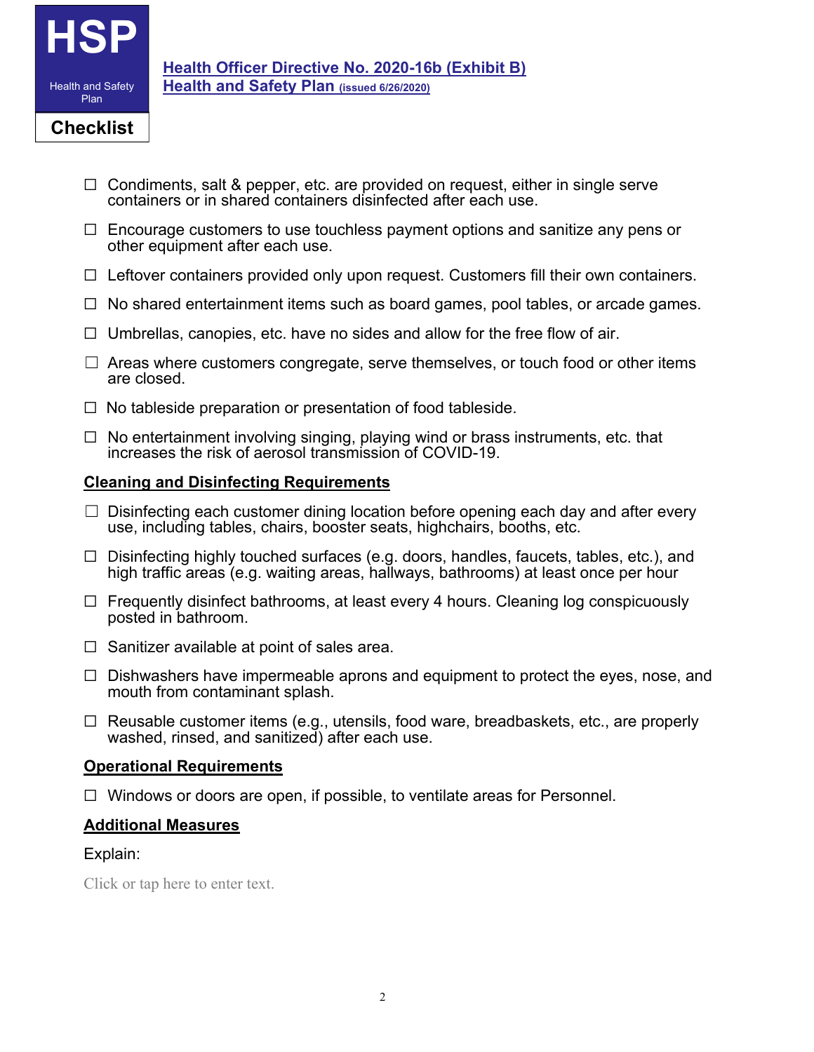HSP

Health and Safety Plan

Checklist

**Health Officer Directive No. 2020-16b (Exhibit B)**
**Health and Safety Plan (issued 6/26/2020)**

- ☐ Condiments, salt & pepper, etc. are provided on request, either in single serve containers or in shared containers disinfected after each use.
- ☐ Encourage customers to use touchless payment options and sanitize any pens or other equipment after each use.
- ☐ Leftover containers provided only upon request. Customers fill their own containers.
- ☐ No shared entertainment items such as board games, pool tables, or arcade games.
- ☐ Umbrellas, canopies, etc. have no sides and allow for the free flow of air.
- ☐ Areas where customers congregate, serve themselves, or touch food or other items are closed.
- ☐ No tableside preparation or presentation of food tableside.
- ☐ No entertainment involving singing, playing wind or brass instruments, etc. that increases the risk of aerosol transmission of COVID-19.

## Cleaning and Disinfecting Requirements

- ☐ Disinfecting each customer dining location before opening each day and after every use, including tables, chairs, booster seats, highchairs, booths, etc.
- ☐ Disinfecting highly touched surfaces (e.g. doors, handles, faucets, tables, etc.), and high traffic areas (e.g. waiting areas, hallways, bathrooms) at least once per hour
- ☐ Frequently disinfect bathrooms, at least every 4 hours. Cleaning log conspicuously posted in bathroom.
- ☐ Sanitizer available at point of sales area.
- ☐ Dishwashers have impermeable aprons and equipment to protect the eyes, nose, and mouth from contaminant splash.
- ☐ Reusable customer items (e.g., utensils, food ware, breadbaskets, etc., are properly washed, rinsed, and sanitized) after each use.

## Operational Requirements

- ☐ Windows or doors are open, if possible, to ventilate areas for Personnel.

## Additional Measures

Explain:

Click or tap here to enter text.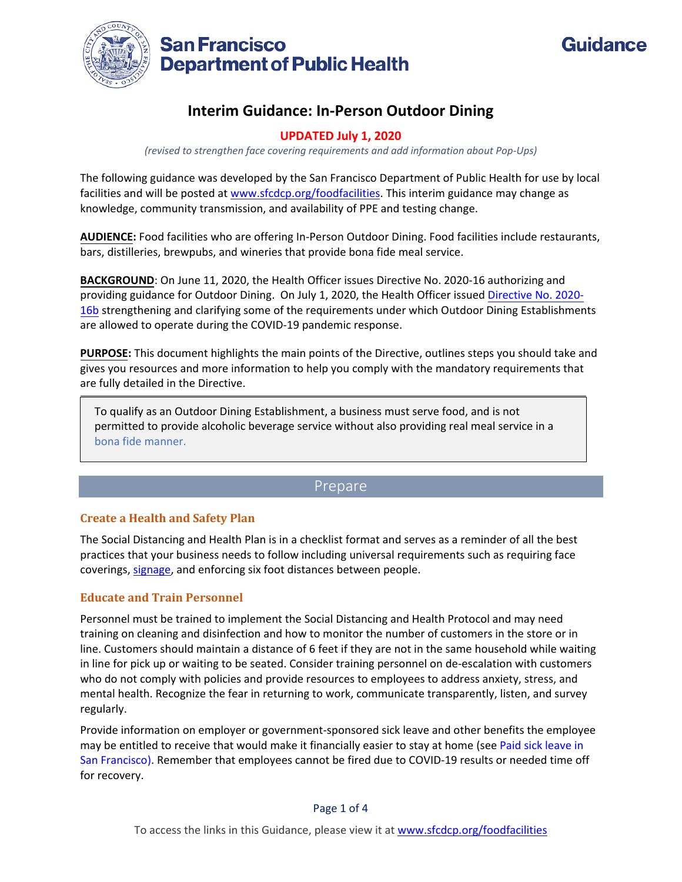San Francisco Department of Public Health

Guidance

# Interim Guidance: In-Person Outdoor Dining

**UPDATED July 1, 2020**

*(revised to strengthen face covering requirements and add information about Pop-Ups)*

The following guidance was developed by the San Francisco Department of Public Health for use by local facilities and will be posted at www.sfcdcp.org/foodfacilities. This interim guidance may change as knowledge, community transmission, and availability of PPE and testing change.

**AUDIENCE:** Food facilities who are offering In-Person Outdoor Dining. Food facilities include restaurants, bars, distilleries, brewpubs, and wineries that provide bona fide meal service.

**BACKGROUND**: On June 11, 2020, the Health Officer issues Directive No. 2020-16 authorizing and providing guidance for Outdoor Dining. On July 1, 2020, the Health Officer issued Directive No. 2020-16b strengthening and clarifying some of the requirements under which Outdoor Dining Establishments are allowed to operate during the COVID-19 pandemic response.

**PURPOSE:** This document highlights the main points of the Directive, outlines steps you should take and gives you resources and more information to help you comply with the mandatory requirements that are fully detailed in the Directive.

> To qualify as an Outdoor Dining Establishment, a business must serve food, and is not permitted to provide alcoholic beverage service without also providing real meal service in a bona fide manner.

## Prepare

### Create a Health and Safety Plan

The Social Distancing and Health Plan is in a checklist format and serves as a reminder of all the best practices that your business needs to follow including universal requirements such as requiring face coverings, signage, and enforcing six foot distances between people.

### Educate and Train Personnel

Personnel must be trained to implement the Social Distancing and Health Protocol and may need training on cleaning and disinfection and how to monitor the number of customers in the store or in line. Customers should maintain a distance of 6 feet if they are not in the same household while waiting in line for pick up or waiting to be seated. Consider training personnel on de-escalation with customers who do not comply with policies and provide resources to employees to address anxiety, stress, and mental health. Recognize the fear in returning to work, communicate transparently, listen, and survey regularly.

Provide information on employer or government-sponsored sick leave and other benefits the employee may be entitled to receive that would make it financially easier to stay at home (see Paid sick leave in San Francisco). Remember that employees cannot be fired due to COVID-19 results or needed time off for recovery.

To access the links in this Guidance, please view it at www.sfcdcp.org/foodfacilities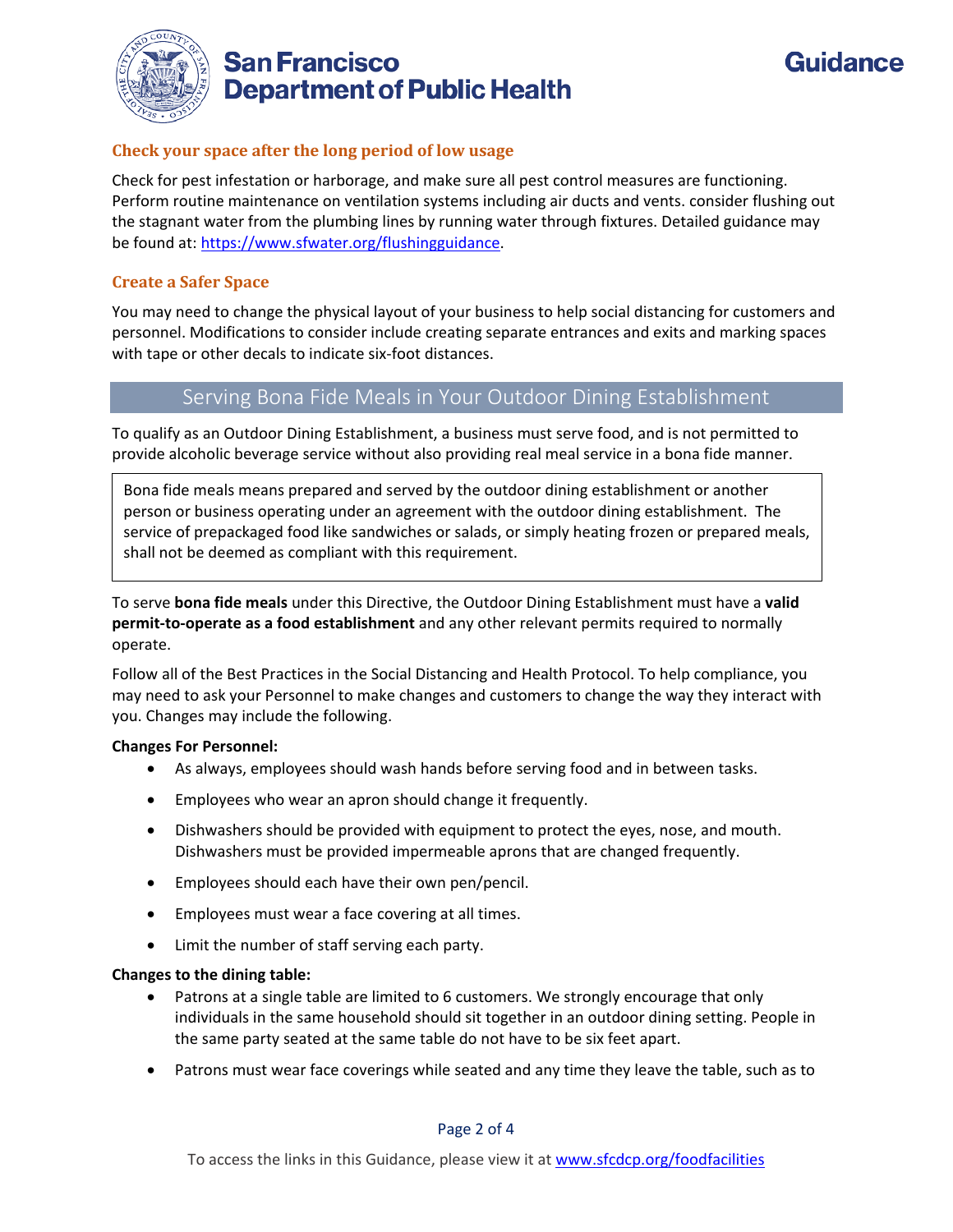### Check your space after the long period of low usage

Check for pest infestation or harborage, and make sure all pest control measures are functioning. Perform routine maintenance on ventilation systems including air ducts and vents. consider flushing out the stagnant water from the plumbing lines by running water through fixtures. Detailed guidance may be found at: https://www.sfwater.org/flushingguidance.

### Create a Safer Space

You may need to change the physical layout of your business to help social distancing for customers and personnel. Modifications to consider include creating separate entrances and exits and marking spaces with tape or other decals to indicate six-foot distances.

## Serving Bona Fide Meals in Your Outdoor Dining Establishment

To qualify as an Outdoor Dining Establishment, a business must serve food, and is not permitted to provide alcoholic beverage service without also providing real meal service in a bona fide manner.

> Bona fide meals means prepared and served by the outdoor dining establishment or another person or business operating under an agreement with the outdoor dining establishment. The service of prepackaged food like sandwiches or salads, or simply heating frozen or prepared meals, shall not be deemed as compliant with this requirement.

To serve **bona fide meals** under this Directive, the Outdoor Dining Establishment must have a **valid permit-to-operate as a food establishment** and any other relevant permits required to normally operate.

Follow all of the Best Practices in the Social Distancing and Health Protocol. To help compliance, you may need to ask your Personnel to make changes and customers to change the way they interact with you. Changes may include the following.

**Changes For Personnel:**

- As always, employees should wash hands before serving food and in between tasks.
- Employees who wear an apron should change it frequently.
- Dishwashers should be provided with equipment to protect the eyes, nose, and mouth. Dishwashers must be provided impermeable aprons that are changed frequently.
- Employees should each have their own pen/pencil.
- Employees must wear a face covering at all times.
- Limit the number of staff serving each party.

**Changes to the dining table:**

- Patrons at a single table are limited to 6 customers. We strongly encourage that only individuals in the same household should sit together in an outdoor dining setting. People in the same party seated at the same table do not have to be six feet apart.
- Patrons must wear face coverings while seated and any time they leave the table, such as to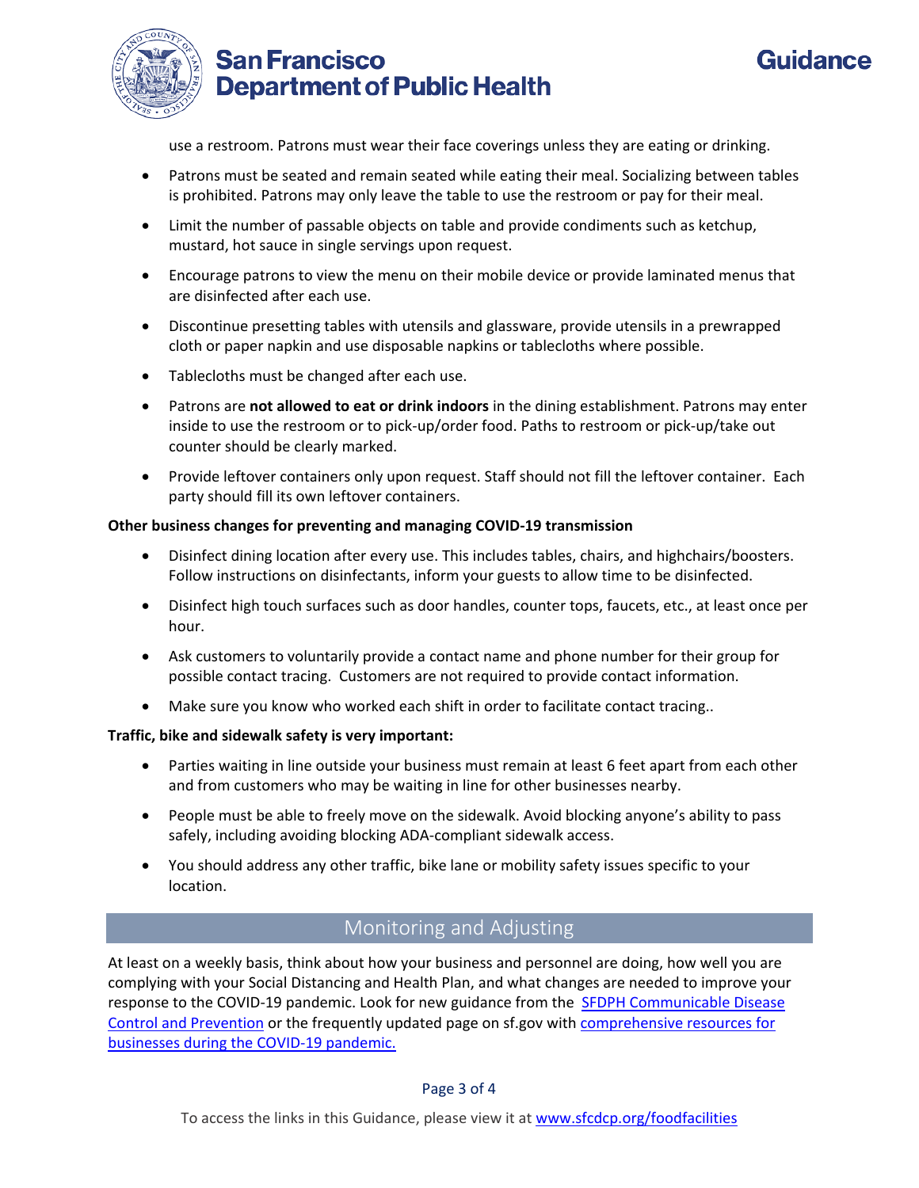use a restroom. Patrons must wear their face coverings unless they are eating or drinking.

- Patrons must be seated and remain seated while eating their meal. Socializing between tables is prohibited. Patrons may only leave the table to use the restroom or pay for their meal.
- Limit the number of passable objects on table and provide condiments such as ketchup, mustard, hot sauce in single servings upon request.
- Encourage patrons to view the menu on their mobile device or provide laminated menus that are disinfected after each use.
- Discontinue presetting tables with utensils and glassware, provide utensils in a prewrapped cloth or paper napkin and use disposable napkins or tablecloths where possible.
- Tablecloths must be changed after each use.
- Patrons are **not allowed to eat or drink indoors** in the dining establishment. Patrons may enter inside to use the restroom or to pick-up/order food. Paths to restroom or pick-up/take out counter should be clearly marked.
- Provide leftover containers only upon request. Staff should not fill the leftover container. Each party should fill its own leftover containers.

**Other business changes for preventing and managing COVID-19 transmission**

- Disinfect dining location after every use. This includes tables, chairs, and highchairs/boosters. Follow instructions on disinfectants, inform your guests to allow time to be disinfected.
- Disinfect high touch surfaces such as door handles, counter tops, faucets, etc., at least once per hour.
- Ask customers to voluntarily provide a contact name and phone number for their group for possible contact tracing. Customers are not required to provide contact information.
- Make sure you know who worked each shift in order to facilitate contact tracing..

**Traffic, bike and sidewalk safety is very important:**

- Parties waiting in line outside your business must remain at least 6 feet apart from each other and from customers who may be waiting in line for other businesses nearby.
- People must be able to freely move on the sidewalk. Avoid blocking anyone's ability to pass safely, including avoiding blocking ADA-compliant sidewalk access.
- You should address any other traffic, bike lane or mobility safety issues specific to your location.

## Monitoring and Adjusting

At least on a weekly basis, think about how your business and personnel are doing, how well you are complying with your Social Distancing and Health Plan, and what changes are needed to improve your response to the COVID-19 pandemic. Look for new guidance from the SFDPH Communicable Disease Control and Prevention or the frequently updated page on sf.gov with comprehensive resources for businesses during the COVID-19 pandemic.

To access the links in this Guidance, please view it at www.sfcdcp.org/foodfacilities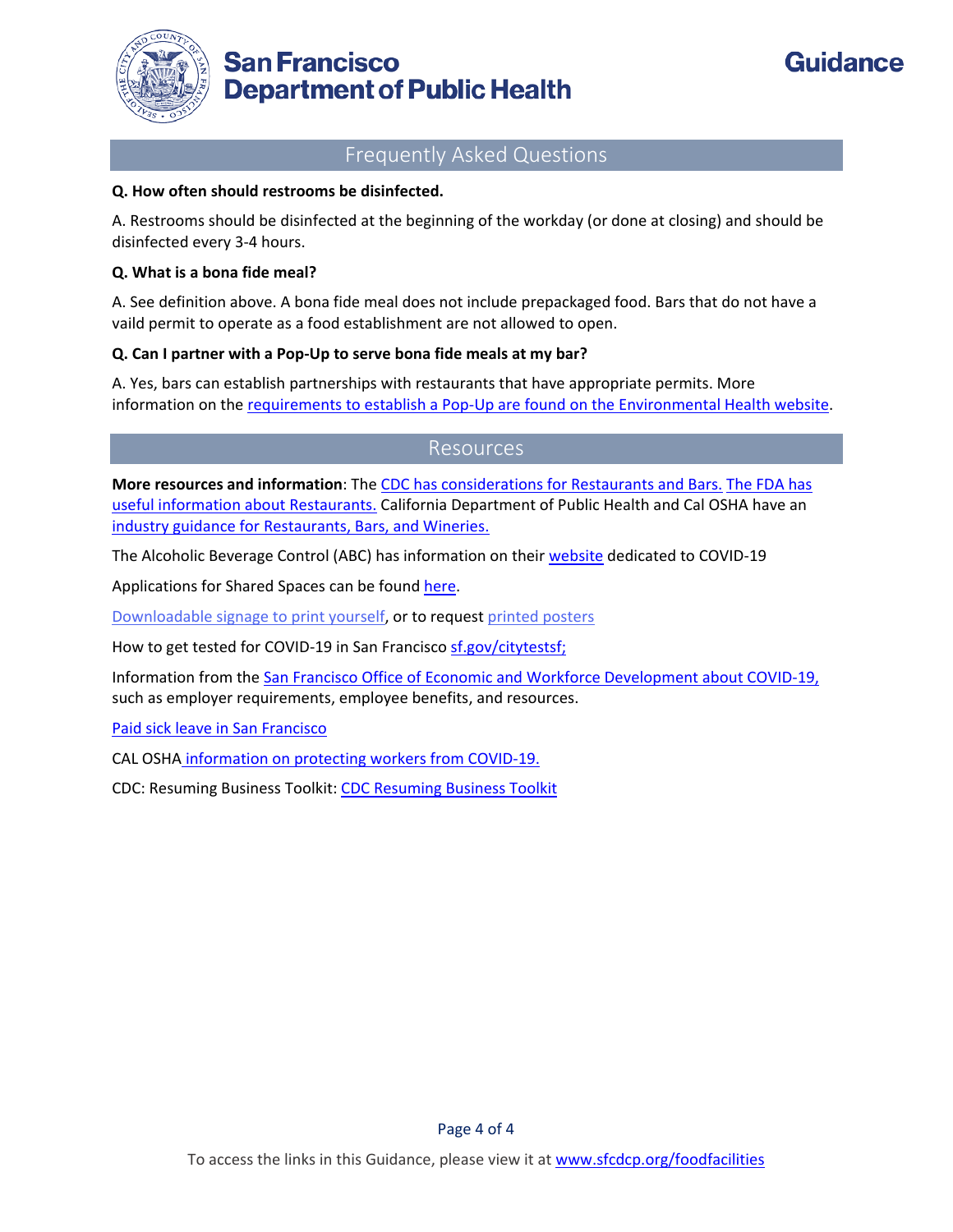## Frequently Asked Questions

**Q. How often should restrooms be disinfected.**

A. Restrooms should be disinfected at the beginning of the workday (or done at closing) and should be disinfected every 3-4 hours.

**Q. What is a bona fide meal?**

A. See definition above. A bona fide meal does not include prepackaged food. Bars that do not have a vaild permit to operate as a food establishment are not allowed to open.

**Q. Can I partner with a Pop-Up to serve bona fide meals at my bar?**

A. Yes, bars can establish partnerships with restaurants that have appropriate permits. More information on the requirements to establish a Pop-Up are found on the Environmental Health website.

## Resources

**More resources and information**: The CDC has considerations for Restaurants and Bars. The FDA has useful information about Restaurants. California Department of Public Health and Cal OSHA have an industry guidance for Restaurants, Bars, and Wineries.

The Alcoholic Beverage Control (ABC) has information on their website dedicated to COVID-19

Applications for Shared Spaces can be found here.

Downloadable signage to print yourself, or to request printed posters

How to get tested for COVID-19 in San Francisco sf.gov/citytestsf;

Information from the San Francisco Office of Economic and Workforce Development about COVID-19, such as employer requirements, employee benefits, and resources.

Paid sick leave in San Francisco

CAL OSHA information on protecting workers from COVID-19.

CDC: Resuming Business Toolkit: CDC Resuming Business Toolkit

To access the links in this Guidance, please view it at www.sfcdcp.org/foodfacilities